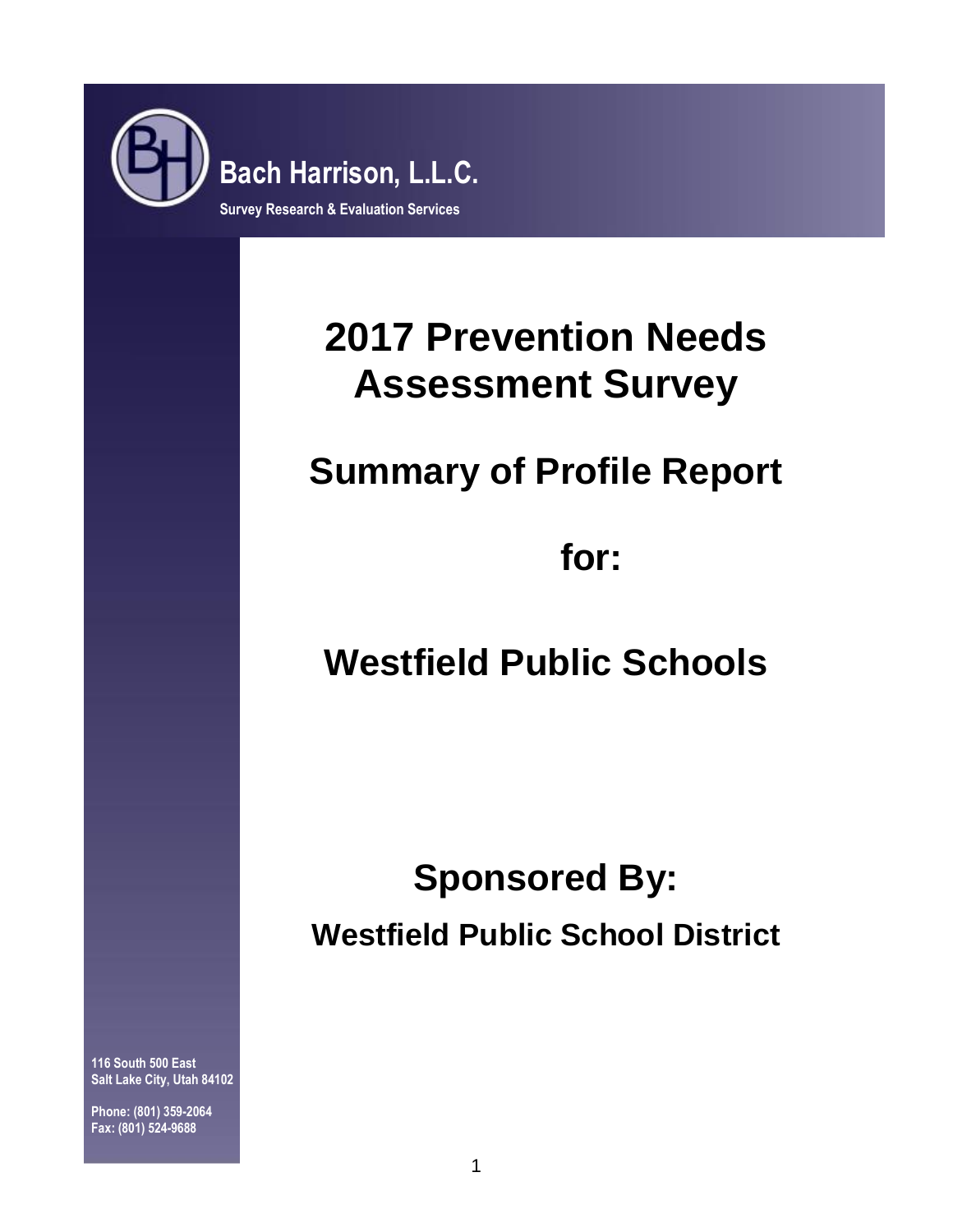**Bach Harrison, L.L.C.**

**Survey Research & Evaluation Services**

# 2017 Prevention Needs Assessment Survey

## Summary of Profile Report

## for:

## Westfield Public Schools

## Sponsored By:

### Westfield Public School District

**116 South 500 East**
**Salt Lake City, Utah 84102**

**Phone: (801) 359-2064**
**Fax: (801) 524-9688**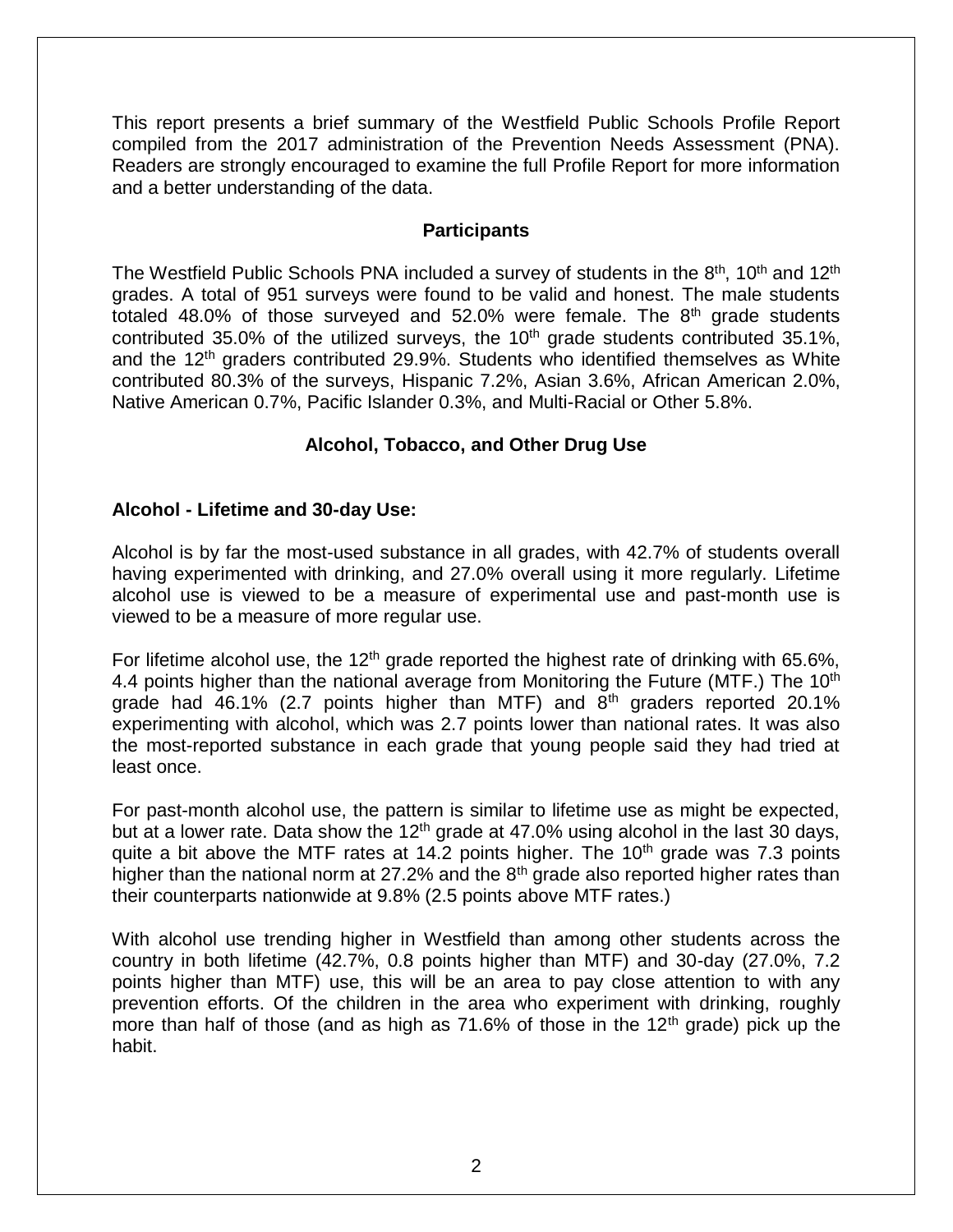This report presents a brief summary of the Westfield Public Schools Profile Report compiled from the 2017 administration of the Prevention Needs Assessment (PNA). Readers are strongly encouraged to examine the full Profile Report for more information and a better understanding of the data.

## Participants

The Westfield Public Schools PNA included a survey of students in the 8th, 10th and 12th grades. A total of 951 surveys were found to be valid and honest. The male students totaled 48.0% of those surveyed and 52.0% were female. The 8th grade students contributed 35.0% of the utilized surveys, the 10th grade students contributed 35.1%, and the 12th graders contributed 29.9%. Students who identified themselves as White contributed 80.3% of the surveys, Hispanic 7.2%, Asian 3.6%, African American 2.0%, Native American 0.7%, Pacific Islander 0.3%, and Multi-Racial or Other 5.8%.

## Alcohol, Tobacco, and Other Drug Use

### Alcohol - Lifetime and 30-day Use:

Alcohol is by far the most-used substance in all grades, with 42.7% of students overall having experimented with drinking, and 27.0% overall using it more regularly. Lifetime alcohol use is viewed to be a measure of experimental use and past-month use is viewed to be a measure of more regular use.

For lifetime alcohol use, the 12th grade reported the highest rate of drinking with 65.6%, 4.4 points higher than the national average from Monitoring the Future (MTF.) The 10th grade had 46.1% (2.7 points higher than MTF) and 8th graders reported 20.1% experimenting with alcohol, which was 2.7 points lower than national rates. It was also the most-reported substance in each grade that young people said they had tried at least once.

For past-month alcohol use, the pattern is similar to lifetime use as might be expected, but at a lower rate. Data show the 12th grade at 47.0% using alcohol in the last 30 days, quite a bit above the MTF rates at 14.2 points higher. The 10th grade was 7.3 points higher than the national norm at 27.2% and the 8th grade also reported higher rates than their counterparts nationwide at 9.8% (2.5 points above MTF rates.)

With alcohol use trending higher in Westfield than among other students across the country in both lifetime (42.7%, 0.8 points higher than MTF) and 30-day (27.0%, 7.2 points higher than MTF) use, this will be an area to pay close attention to with any prevention efforts. Of the children in the area who experiment with drinking, roughly more than half of those (and as high as 71.6% of those in the 12th grade) pick up the habit.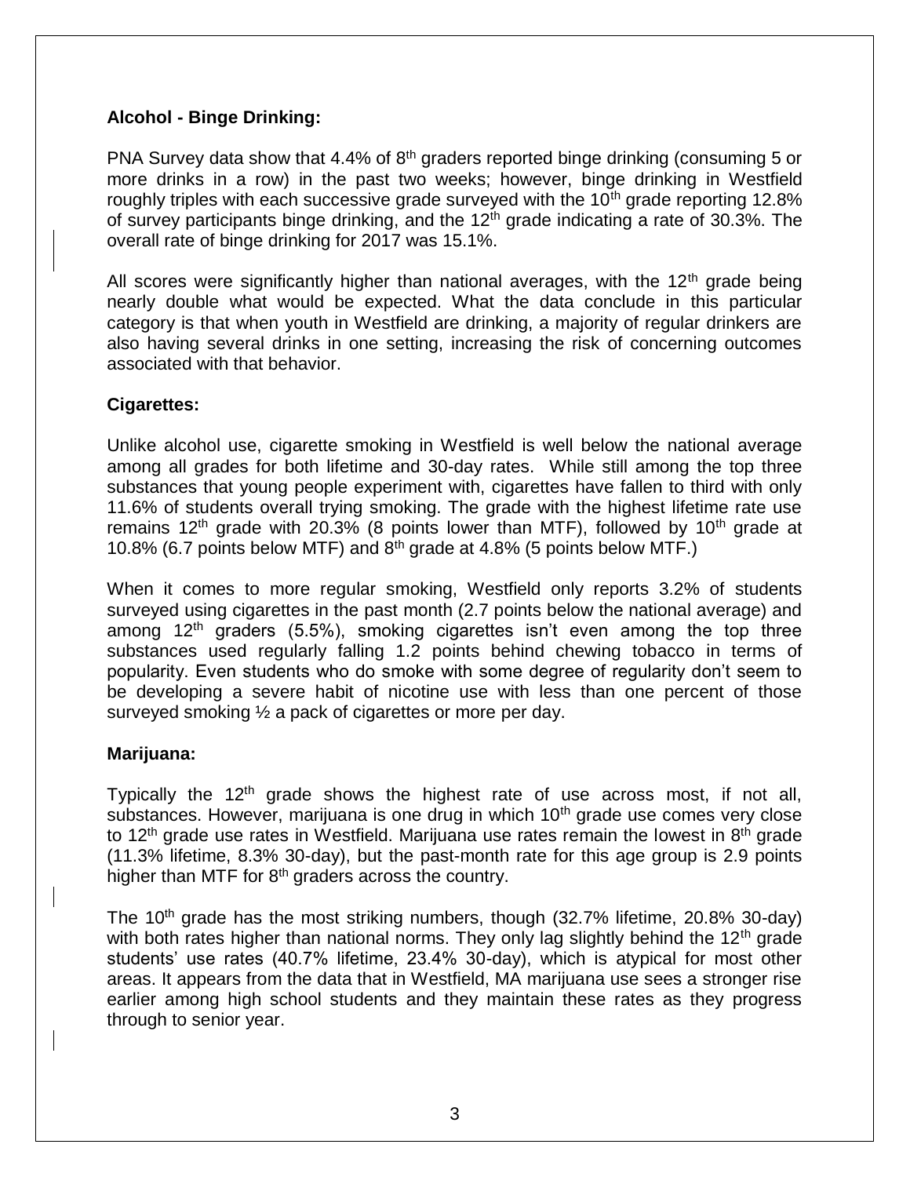**Alcohol - Binge Drinking:**

PNA Survey data show that 4.4% of 8th graders reported binge drinking (consuming 5 or more drinks in a row) in the past two weeks; however, binge drinking in Westfield roughly triples with each successive grade surveyed with the 10th grade reporting 12.8% of survey participants binge drinking, and the 12th grade indicating a rate of 30.3%. The overall rate of binge drinking for 2017 was 15.1%.

All scores were significantly higher than national averages, with the 12th grade being nearly double what would be expected. What the data conclude in this particular category is that when youth in Westfield are drinking, a majority of regular drinkers are also having several drinks in one setting, increasing the risk of concerning outcomes associated with that behavior.

**Cigarettes:**

Unlike alcohol use, cigarette smoking in Westfield is well below the national average among all grades for both lifetime and 30-day rates. While still among the top three substances that young people experiment with, cigarettes have fallen to third with only 11.6% of students overall trying smoking. The grade with the highest lifetime rate use remains 12th grade with 20.3% (8 points lower than MTF), followed by 10th grade at 10.8% (6.7 points below MTF) and 8th grade at 4.8% (5 points below MTF.)

When it comes to more regular smoking, Westfield only reports 3.2% of students surveyed using cigarettes in the past month (2.7 points below the national average) and among 12th graders (5.5%), smoking cigarettes isn't even among the top three substances used regularly falling 1.2 points behind chewing tobacco in terms of popularity. Even students who do smoke with some degree of regularity don't seem to be developing a severe habit of nicotine use with less than one percent of those surveyed smoking ½ a pack of cigarettes or more per day.

**Marijuana:**

Typically the 12th grade shows the highest rate of use across most, if not all, substances. However, marijuana is one drug in which 10th grade use comes very close to 12th grade use rates in Westfield. Marijuana use rates remain the lowest in 8th grade (11.3% lifetime, 8.3% 30-day), but the past-month rate for this age group is 2.9 points higher than MTF for 8th graders across the country.

The 10th grade has the most striking numbers, though (32.7% lifetime, 20.8% 30-day) with both rates higher than national norms. They only lag slightly behind the 12th grade students' use rates (40.7% lifetime, 23.4% 30-day), which is atypical for most other areas. It appears from the data that in Westfield, MA marijuana use sees a stronger rise earlier among high school students and they maintain these rates as they progress through to senior year.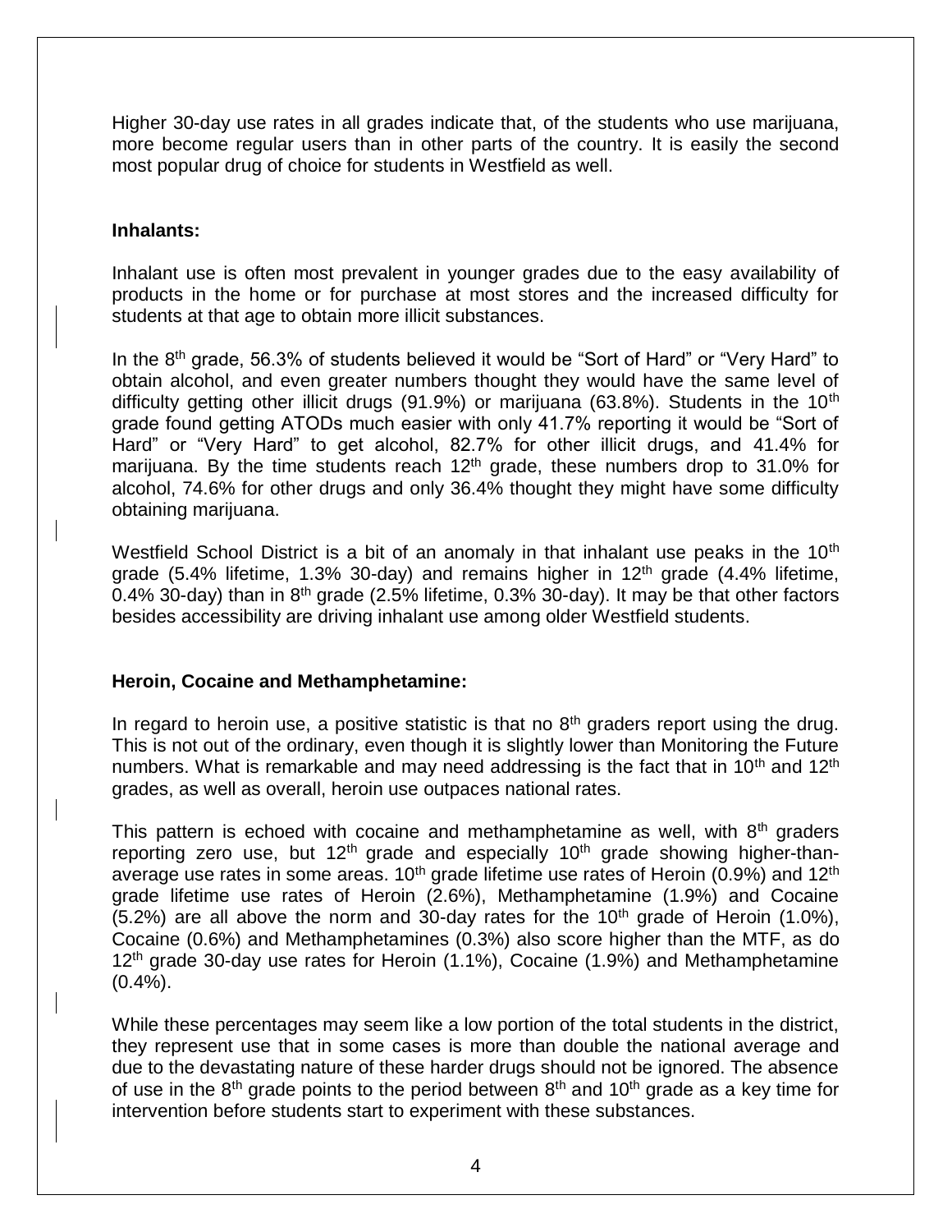Higher 30-day use rates in all grades indicate that, of the students who use marijuana, more become regular users than in other parts of the country. It is easily the second most popular drug of choice for students in Westfield as well.

**Inhalants:**

Inhalant use is often most prevalent in younger grades due to the easy availability of products in the home or for purchase at most stores and the increased difficulty for students at that age to obtain more illicit substances.

In the 8th grade, 56.3% of students believed it would be "Sort of Hard" or "Very Hard" to obtain alcohol, and even greater numbers thought they would have the same level of difficulty getting other illicit drugs (91.9%) or marijuana (63.8%). Students in the 10th grade found getting ATODs much easier with only 41.7% reporting it would be "Sort of Hard" or "Very Hard" to get alcohol, 82.7% for other illicit drugs, and 41.4% for marijuana. By the time students reach 12th grade, these numbers drop to 31.0% for alcohol, 74.6% for other drugs and only 36.4% thought they might have some difficulty obtaining marijuana.

Westfield School District is a bit of an anomaly in that inhalant use peaks in the 10th grade (5.4% lifetime, 1.3% 30-day) and remains higher in 12th grade (4.4% lifetime, 0.4% 30-day) than in 8th grade (2.5% lifetime, 0.3% 30-day). It may be that other factors besides accessibility are driving inhalant use among older Westfield students.

**Heroin, Cocaine and Methamphetamine:**

In regard to heroin use, a positive statistic is that no 8th graders report using the drug. This is not out of the ordinary, even though it is slightly lower than Monitoring the Future numbers. What is remarkable and may need addressing is the fact that in 10th and 12th grades, as well as overall, heroin use outpaces national rates.

This pattern is echoed with cocaine and methamphetamine as well, with 8th graders reporting zero use, but 12th grade and especially 10th grade showing higher-than-average use rates in some areas. 10th grade lifetime use rates of Heroin (0.9%) and 12th grade lifetime use rates of Heroin (2.6%), Methamphetamine (1.9%) and Cocaine (5.2%) are all above the norm and 30-day rates for the 10th grade of Heroin (1.0%), Cocaine (0.6%) and Methamphetamines (0.3%) also score higher than the MTF, as do 12th grade 30-day use rates for Heroin (1.1%), Cocaine (1.9%) and Methamphetamine (0.4%).

While these percentages may seem like a low portion of the total students in the district, they represent use that in some cases is more than double the national average and due to the devastating nature of these harder drugs should not be ignored. The absence of use in the 8th grade points to the period between 8th and 10th grade as a key time for intervention before students start to experiment with these substances.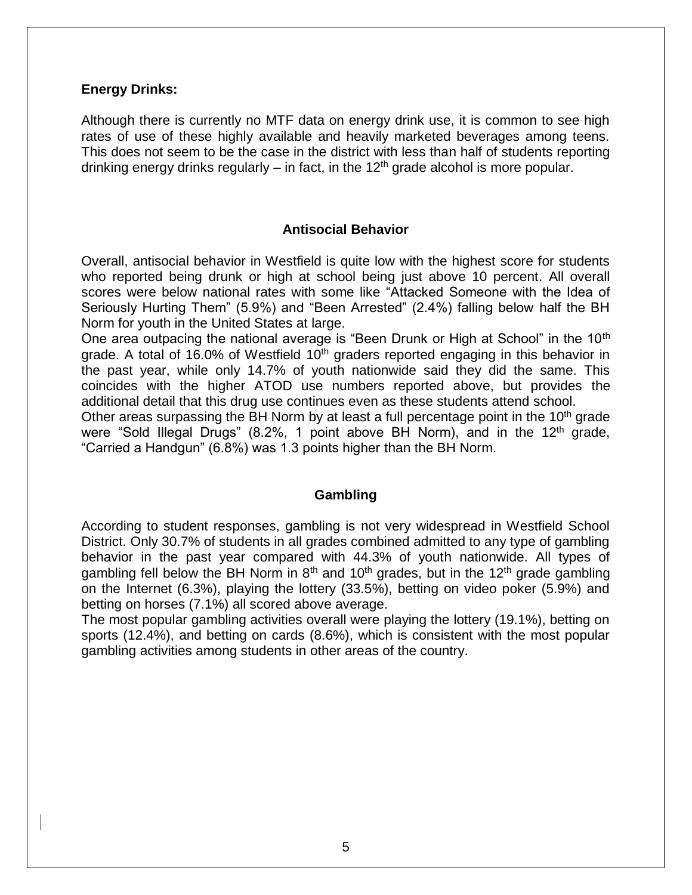**Energy Drinks:**

Although there is currently no MTF data on energy drink use, it is common to see high rates of use of these highly available and heavily marketed beverages among teens. This does not seem to be the case in the district with less than half of students reporting drinking energy drinks regularly – in fact, in the 12th grade alcohol is more popular.

## Antisocial Behavior

Overall, antisocial behavior in Westfield is quite low with the highest score for students who reported being drunk or high at school being just above 10 percent. All overall scores were below national rates with some like "Attacked Someone with the Idea of Seriously Hurting Them" (5.9%) and "Been Arrested" (2.4%) falling below half the BH Norm for youth in the United States at large.

One area outpacing the national average is "Been Drunk or High at School" in the 10th grade. A total of 16.0% of Westfield 10th graders reported engaging in this behavior in the past year, while only 14.7% of youth nationwide said they did the same. This coincides with the higher ATOD use numbers reported above, but provides the additional detail that this drug use continues even as these students attend school.

Other areas surpassing the BH Norm by at least a full percentage point in the 10th grade were "Sold Illegal Drugs" (8.2%, 1 point above BH Norm), and in the 12th grade, "Carried a Handgun" (6.8%) was 1.3 points higher than the BH Norm.

## Gambling

According to student responses, gambling is not very widespread in Westfield School District. Only 30.7% of students in all grades combined admitted to any type of gambling behavior in the past year compared with 44.3% of youth nationwide. All types of gambling fell below the BH Norm in 8th and 10th grades, but in the 12th grade gambling on the Internet (6.3%), playing the lottery (33.5%), betting on video poker (5.9%) and betting on horses (7.1%) all scored above average.

The most popular gambling activities overall were playing the lottery (19.1%), betting on sports (12.4%), and betting on cards (8.6%), which is consistent with the most popular gambling activities among students in other areas of the country.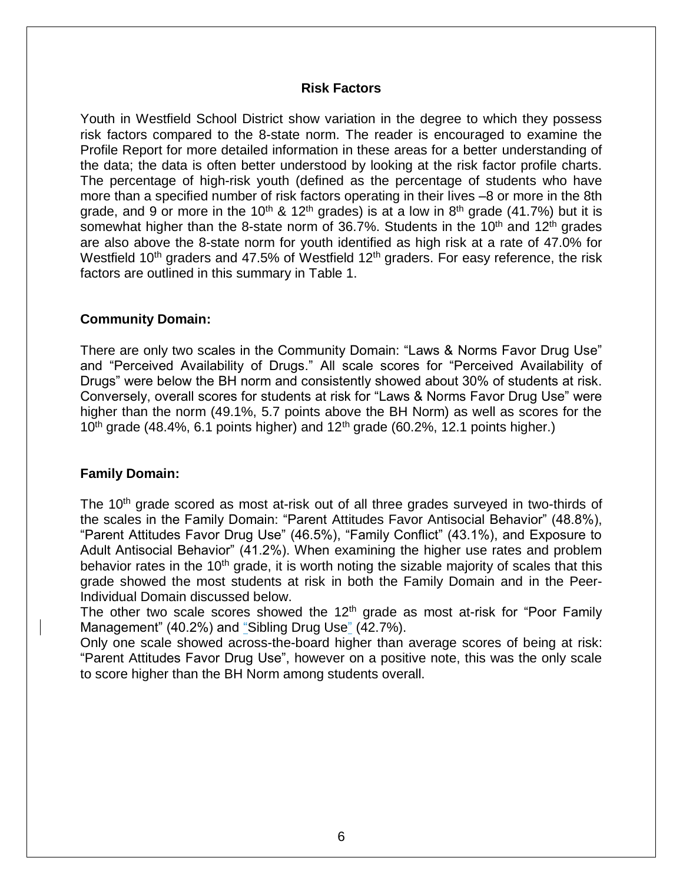## Risk Factors

Youth in Westfield School District show variation in the degree to which they possess risk factors compared to the 8-state norm. The reader is encouraged to examine the Profile Report for more detailed information in these areas for a better understanding of the data; the data is often better understood by looking at the risk factor profile charts. The percentage of high-risk youth (defined as the percentage of students who have more than a specified number of risk factors operating in their lives –8 or more in the 8th grade, and 9 or more in the 10th & 12th grades) is at a low in 8th grade (41.7%) but it is somewhat higher than the 8-state norm of 36.7%. Students in the 10th and 12th grades are also above the 8-state norm for youth identified as high risk at a rate of 47.0% for Westfield 10th graders and 47.5% of Westfield 12th graders. For easy reference, the risk factors are outlined in this summary in Table 1.

### Community Domain:

There are only two scales in the Community Domain: “Laws & Norms Favor Drug Use” and “Perceived Availability of Drugs.” All scale scores for “Perceived Availability of Drugs” were below the BH norm and consistently showed about 30% of students at risk. Conversely, overall scores for students at risk for “Laws & Norms Favor Drug Use” were higher than the norm (49.1%, 5.7 points above the BH Norm) as well as scores for the 10th grade (48.4%, 6.1 points higher) and 12th grade (60.2%, 12.1 points higher.)

### Family Domain:

The 10th grade scored as most at-risk out of all three grades surveyed in two-thirds of the scales in the Family Domain: “Parent Attitudes Favor Antisocial Behavior” (48.8%), “Parent Attitudes Favor Drug Use” (46.5%), “Family Conflict” (43.1%), and Exposure to Adult Antisocial Behavior” (41.2%). When examining the higher use rates and problem behavior rates in the 10th grade, it is worth noting the sizable majority of scales that this grade showed the most students at risk in both the Family Domain and in the Peer-Individual Domain discussed below.

The other two scale scores showed the 12th grade as most at-risk for “Poor Family Management” (40.2%) and “Sibling Drug Use” (42.7%).

Only one scale showed across-the-board higher than average scores of being at risk: “Parent Attitudes Favor Drug Use”, however on a positive note, this was the only scale to score higher than the BH Norm among students overall.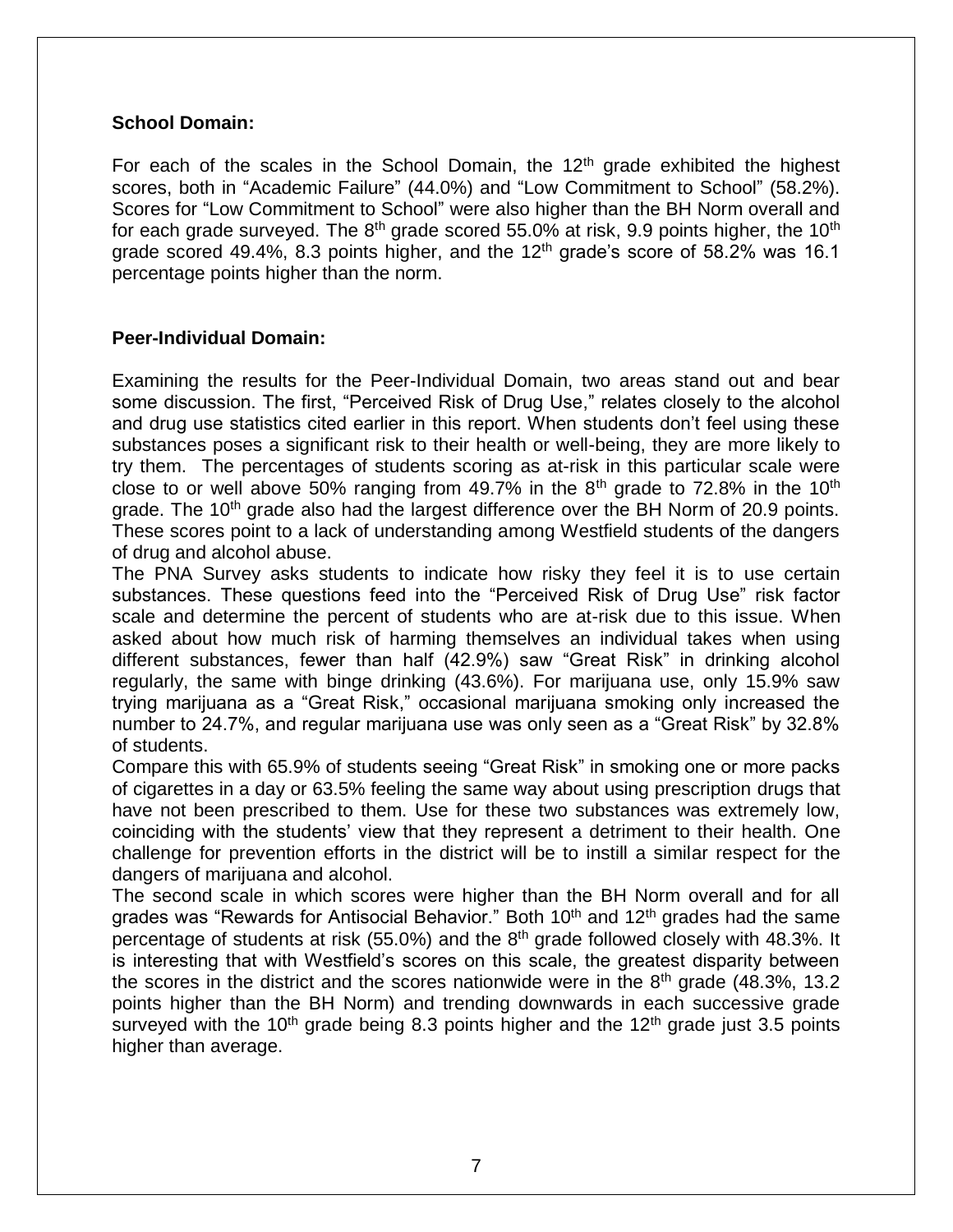**School Domain:**

For each of the scales in the School Domain, the 12th grade exhibited the highest scores, both in "Academic Failure" (44.0%) and "Low Commitment to School" (58.2%). Scores for "Low Commitment to School" were also higher than the BH Norm overall and for each grade surveyed. The 8th grade scored 55.0% at risk, 9.9 points higher, the 10th grade scored 49.4%, 8.3 points higher, and the 12th grade's score of 58.2% was 16.1 percentage points higher than the norm.

**Peer-Individual Domain:**

Examining the results for the Peer-Individual Domain, two areas stand out and bear some discussion. The first, "Perceived Risk of Drug Use," relates closely to the alcohol and drug use statistics cited earlier in this report. When students don't feel using these substances poses a significant risk to their health or well-being, they are more likely to try them. The percentages of students scoring as at-risk in this particular scale were close to or well above 50% ranging from 49.7% in the 8th grade to 72.8% in the 10th grade. The 10th grade also had the largest difference over the BH Norm of 20.9 points. These scores point to a lack of understanding among Westfield students of the dangers of drug and alcohol abuse.

The PNA Survey asks students to indicate how risky they feel it is to use certain substances. These questions feed into the "Perceived Risk of Drug Use" risk factor scale and determine the percent of students who are at-risk due to this issue. When asked about how much risk of harming themselves an individual takes when using different substances, fewer than half (42.9%) saw "Great Risk" in drinking alcohol regularly, the same with binge drinking (43.6%). For marijuana use, only 15.9% saw trying marijuana as a "Great Risk," occasional marijuana smoking only increased the number to 24.7%, and regular marijuana use was only seen as a "Great Risk" by 32.8% of students.

Compare this with 65.9% of students seeing "Great Risk" in smoking one or more packs of cigarettes in a day or 63.5% feeling the same way about using prescription drugs that have not been prescribed to them. Use for these two substances was extremely low, coinciding with the students' view that they represent a detriment to their health. One challenge for prevention efforts in the district will be to instill a similar respect for the dangers of marijuana and alcohol.

The second scale in which scores were higher than the BH Norm overall and for all grades was "Rewards for Antisocial Behavior." Both 10th and 12th grades had the same percentage of students at risk (55.0%) and the 8th grade followed closely with 48.3%. It is interesting that with Westfield's scores on this scale, the greatest disparity between the scores in the district and the scores nationwide were in the 8th grade (48.3%, 13.2 points higher than the BH Norm) and trending downwards in each successive grade surveyed with the 10th grade being 8.3 points higher and the 12th grade just 3.5 points higher than average.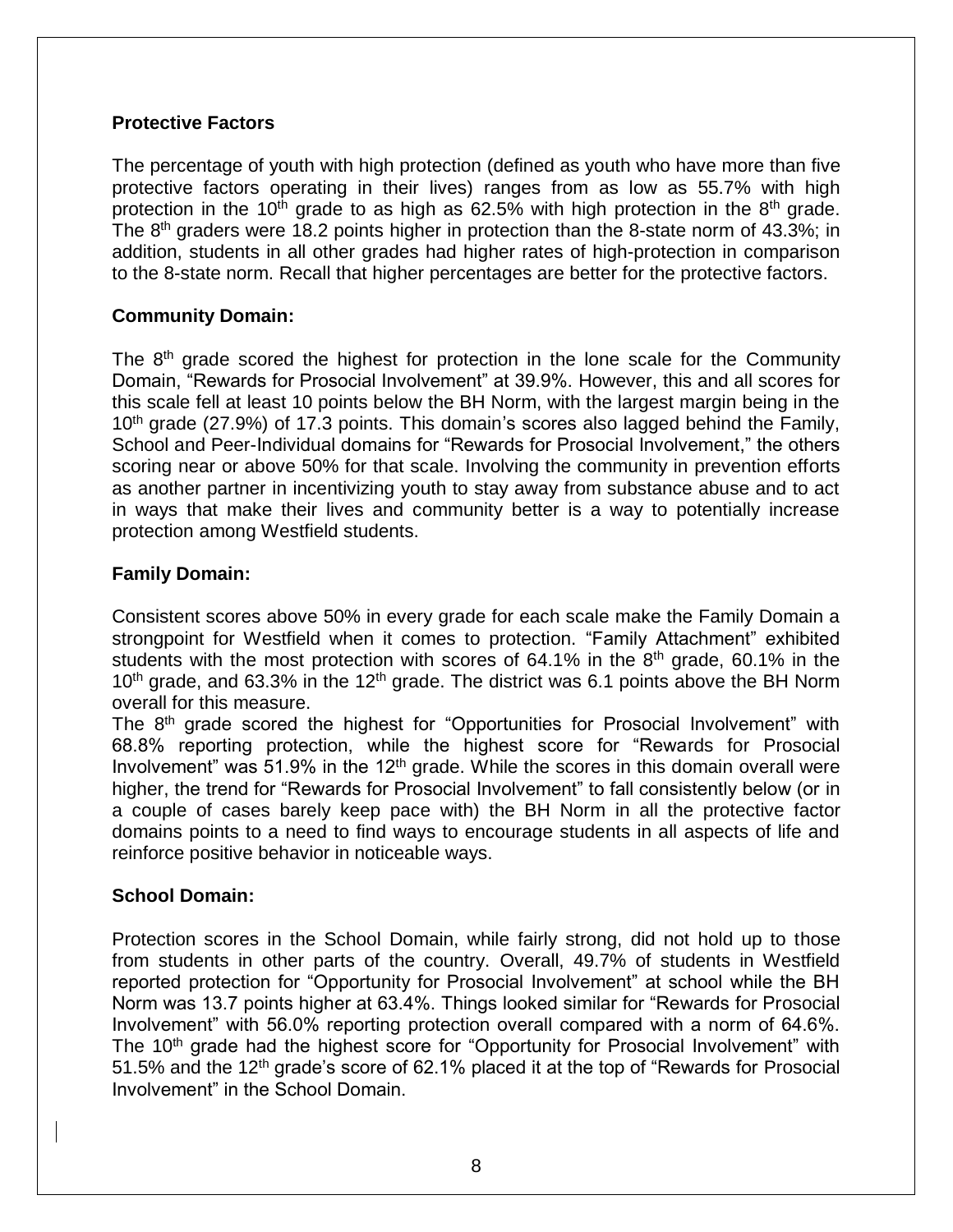**Protective Factors**

The percentage of youth with high protection (defined as youth who have more than five protective factors operating in their lives) ranges from as low as 55.7% with high protection in the 10th grade to as high as 62.5% with high protection in the 8th grade. The 8th graders were 18.2 points higher in protection than the 8-state norm of 43.3%; in addition, students in all other grades had higher rates of high-protection in comparison to the 8-state norm. Recall that higher percentages are better for the protective factors.

**Community Domain:**

The 8th grade scored the highest for protection in the lone scale for the Community Domain, "Rewards for Prosocial Involvement" at 39.9%. However, this and all scores for this scale fell at least 10 points below the BH Norm, with the largest margin being in the 10th grade (27.9%) of 17.3 points. This domain's scores also lagged behind the Family, School and Peer-Individual domains for "Rewards for Prosocial Involvement," the others scoring near or above 50% for that scale. Involving the community in prevention efforts as another partner in incentivizing youth to stay away from substance abuse and to act in ways that make their lives and community better is a way to potentially increase protection among Westfield students.

**Family Domain:**

Consistent scores above 50% in every grade for each scale make the Family Domain a strongpoint for Westfield when it comes to protection. "Family Attachment" exhibited students with the most protection with scores of 64.1% in the 8th grade, 60.1% in the 10th grade, and 63.3% in the 12th grade. The district was 6.1 points above the BH Norm overall for this measure.

The 8th grade scored the highest for "Opportunities for Prosocial Involvement" with 68.8% reporting protection, while the highest score for "Rewards for Prosocial Involvement" was 51.9% in the 12th grade. While the scores in this domain overall were higher, the trend for "Rewards for Prosocial Involvement" to fall consistently below (or in a couple of cases barely keep pace with) the BH Norm in all the protective factor domains points to a need to find ways to encourage students in all aspects of life and reinforce positive behavior in noticeable ways.

**School Domain:**

Protection scores in the School Domain, while fairly strong, did not hold up to those from students in other parts of the country. Overall, 49.7% of students in Westfield reported protection for "Opportunity for Prosocial Involvement" at school while the BH Norm was 13.7 points higher at 63.4%. Things looked similar for "Rewards for Prosocial Involvement" with 56.0% reporting protection overall compared with a norm of 64.6%. The 10th grade had the highest score for "Opportunity for Prosocial Involvement" with 51.5% and the 12th grade's score of 62.1% placed it at the top of "Rewards for Prosocial Involvement" in the School Domain.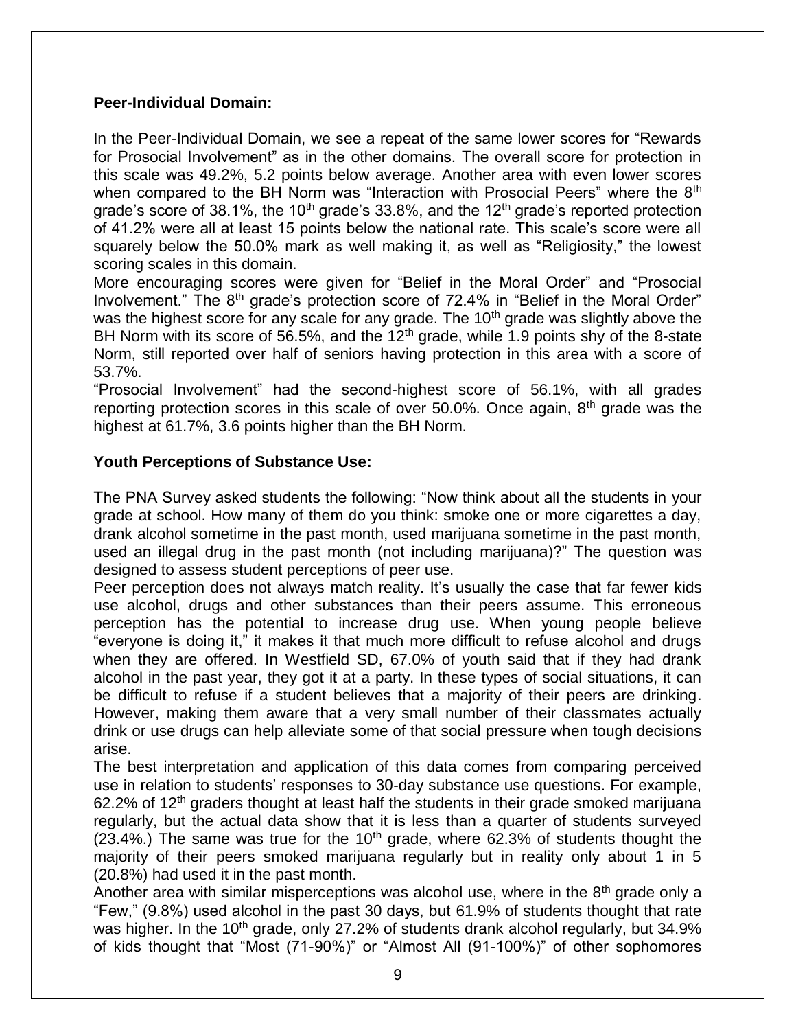**Peer-Individual Domain:**

In the Peer-Individual Domain, we see a repeat of the same lower scores for "Rewards for Prosocial Involvement" as in the other domains. The overall score for protection in this scale was 49.2%, 5.2 points below average. Another area with even lower scores when compared to the BH Norm was "Interaction with Prosocial Peers" where the 8th grade's score of 38.1%, the 10th grade's 33.8%, and the 12th grade's reported protection of 41.2% were all at least 15 points below the national rate. This scale's score were all squarely below the 50.0% mark as well making it, as well as "Religiosity," the lowest scoring scales in this domain.

More encouraging scores were given for "Belief in the Moral Order" and "Prosocial Involvement." The 8th grade's protection score of 72.4% in "Belief in the Moral Order" was the highest score for any scale for any grade. The 10th grade was slightly above the BH Norm with its score of 56.5%, and the 12th grade, while 1.9 points shy of the 8-state Norm, still reported over half of seniors having protection in this area with a score of 53.7%.

"Prosocial Involvement" had the second-highest score of 56.1%, with all grades reporting protection scores in this scale of over 50.0%. Once again, 8th grade was the highest at 61.7%, 3.6 points higher than the BH Norm.

**Youth Perceptions of Substance Use:**

The PNA Survey asked students the following: "Now think about all the students in your grade at school. How many of them do you think: smoke one or more cigarettes a day, drank alcohol sometime in the past month, used marijuana sometime in the past month, used an illegal drug in the past month (not including marijuana)?" The question was designed to assess student perceptions of peer use.

Peer perception does not always match reality. It's usually the case that far fewer kids use alcohol, drugs and other substances than their peers assume. This erroneous perception has the potential to increase drug use. When young people believe "everyone is doing it," it makes it that much more difficult to refuse alcohol and drugs when they are offered. In Westfield SD, 67.0% of youth said that if they had drank alcohol in the past year, they got it at a party. In these types of social situations, it can be difficult to refuse if a student believes that a majority of their peers are drinking. However, making them aware that a very small number of their classmates actually drink or use drugs can help alleviate some of that social pressure when tough decisions arise.

The best interpretation and application of this data comes from comparing perceived use in relation to students' responses to 30-day substance use questions. For example, 62.2% of 12th graders thought at least half the students in their grade smoked marijuana regularly, but the actual data show that it is less than a quarter of students surveyed (23.4%.) The same was true for the 10th grade, where 62.3% of students thought the majority of their peers smoked marijuana regularly but in reality only about 1 in 5 (20.8%) had used it in the past month.

Another area with similar misperceptions was alcohol use, where in the 8th grade only a "Few," (9.8%) used alcohol in the past 30 days, but 61.9% of students thought that rate was higher. In the 10th grade, only 27.2% of students drank alcohol regularly, but 34.9% of kids thought that "Most (71-90%)" or "Almost All (91-100%)" of other sophomores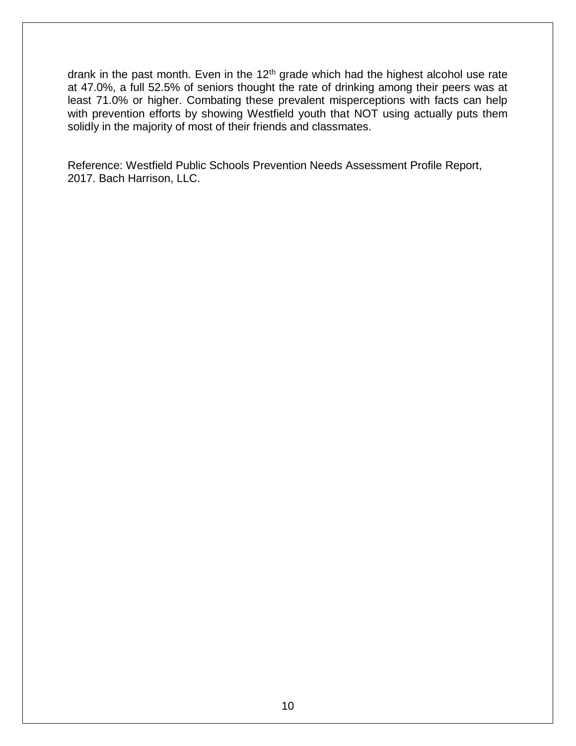drank in the past month. Even in the 12th grade which had the highest alcohol use rate at 47.0%, a full 52.5% of seniors thought the rate of drinking among their peers was at least 71.0% or higher. Combating these prevalent misperceptions with facts can help with prevention efforts by showing Westfield youth that NOT using actually puts them solidly in the majority of most of their friends and classmates.

Reference: Westfield Public Schools Prevention Needs Assessment Profile Report, 2017. Bach Harrison, LLC.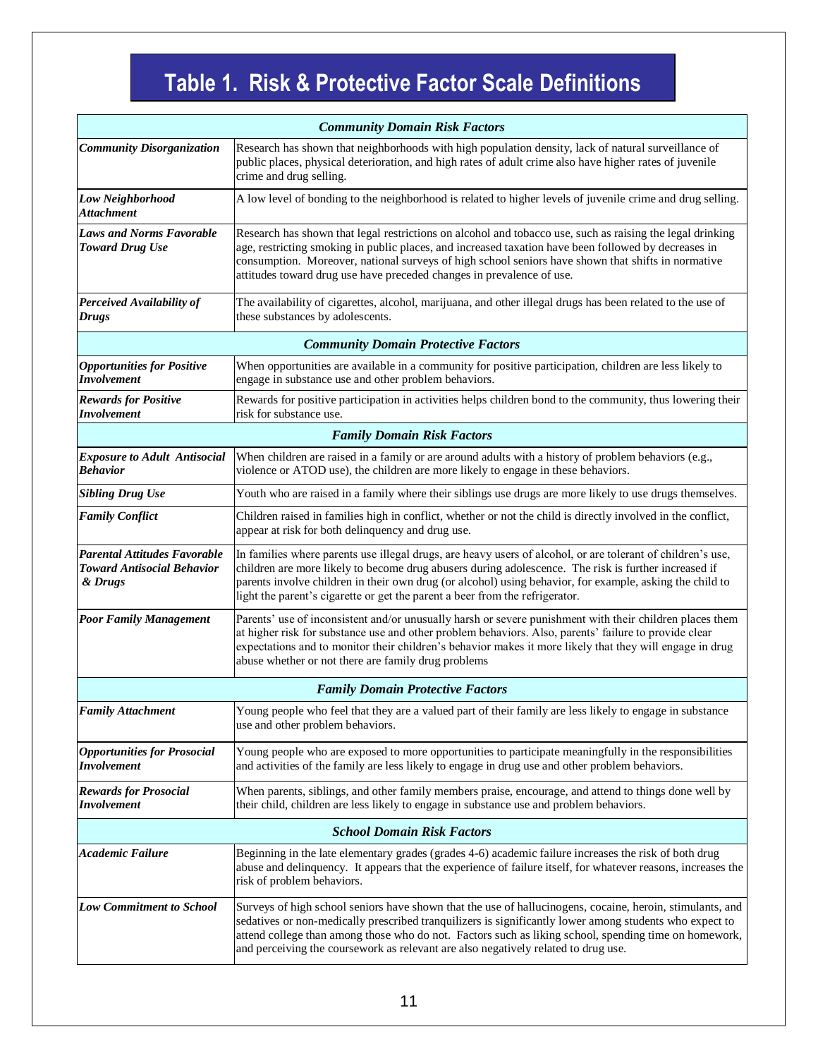# Table 1. Risk & Protective Factor Scale Definitions

| *Community Domain Risk Factors* | |
|---|---|
| ***Community Disorganization*** | Research has shown that neighborhoods with high population density, lack of natural surveillance of public places, physical deterioration, and high rates of adult crime also have higher rates of juvenile crime and drug selling. |
| ***Low Neighborhood Attachment*** | A low level of bonding to the neighborhood is related to higher levels of juvenile crime and drug selling. |
| ***Laws and Norms Favorable Toward Drug Use*** | Research has shown that legal restrictions on alcohol and tobacco use, such as raising the legal drinking age, restricting smoking in public places, and increased taxation have been followed by decreases in consumption. Moreover, national surveys of high school seniors have shown that shifts in normative attitudes toward drug use have preceded changes in prevalence of use. |
| ***Perceived Availability of Drugs*** | The availability of cigarettes, alcohol, marijuana, and other illegal drugs has been related to the use of these substances by adolescents. |
| ***Community Domain Protective Factors*** | |
| ***Opportunities for Positive Involvement*** | When opportunities are available in a community for positive participation, children are less likely to engage in substance use and other problem behaviors. |
| ***Rewards for Positive Involvement*** | Rewards for positive participation in activities helps children bond to the community, thus lowering their risk for substance use. |
| ***Family Domain Risk Factors*** | |
| ***Exposure to Adult Antisocial Behavior*** | When children are raised in a family or are around adults with a history of problem behaviors (e.g., violence or ATOD use), the children are more likely to engage in these behaviors. |
| ***Sibling Drug Use*** | Youth who are raised in a family where their siblings use drugs are more likely to use drugs themselves. |
| ***Family Conflict*** | Children raised in families high in conflict, whether or not the child is directly involved in the conflict, appear at risk for both delinquency and drug use. |
| ***Parental Attitudes Favorable Toward Antisocial Behavior & Drugs*** | In families where parents use illegal drugs, are heavy users of alcohol, or are tolerant of children's use, children are more likely to become drug abusers during adolescence. The risk is further increased if parents involve children in their own drug (or alcohol) using behavior, for example, asking the child to light the parent's cigarette or get the parent a beer from the refrigerator. |
| ***Poor Family Management*** | Parents' use of inconsistent and/or unusually harsh or severe punishment with their children places them at higher risk for substance use and other problem behaviors. Also, parents' failure to provide clear expectations and to monitor their children's behavior makes it more likely that they will engage in drug abuse whether or not there are family drug problems |
| ***Family Domain Protective Factors*** | |
| ***Family Attachment*** | Young people who feel that they are a valued part of their family are less likely to engage in substance use and other problem behaviors. |
| ***Opportunities for Prosocial Involvement*** | Young people who are exposed to more opportunities to participate meaningfully in the responsibilities and activities of the family are less likely to engage in drug use and other problem behaviors. |
| ***Rewards for Prosocial Involvement*** | When parents, siblings, and other family members praise, encourage, and attend to things done well by their child, children are less likely to engage in substance use and problem behaviors. |
| ***School Domain Risk Factors*** | |
| ***Academic Failure*** | Beginning in the late elementary grades (grades 4-6) academic failure increases the risk of both drug abuse and delinquency. It appears that the experience of failure itself, for whatever reasons, increases the risk of problem behaviors. |
| ***Low Commitment to School*** | Surveys of high school seniors have shown that the use of hallucinogens, cocaine, heroin, stimulants, and sedatives or non-medically prescribed tranquilizers is significantly lower among students who expect to attend college than among those who do not. Factors such as liking school, spending time on homework, and perceiving the coursework as relevant are also negatively related to drug use. |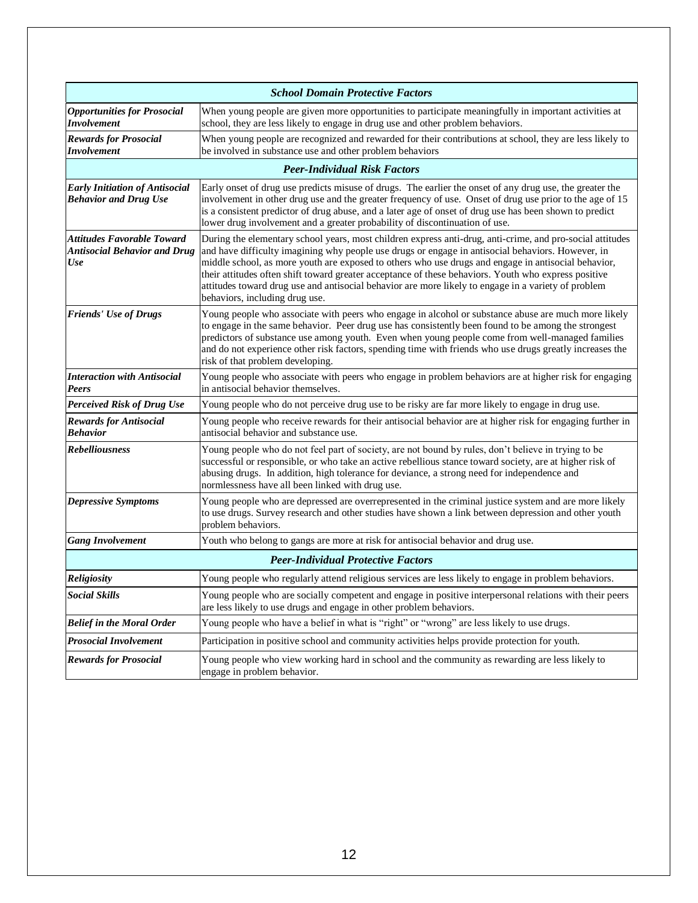| | |
|---|---|
| ***School Domain Protective Factors*** | |
| ***Opportunities for Prosocial Involvement*** | When young people are given more opportunities to participate meaningfully in important activities at school, they are less likely to engage in drug use and other problem behaviors. |
| ***Rewards for Prosocial Involvement*** | When young people are recognized and rewarded for their contributions at school, they are less likely to be involved in substance use and other problem behaviors |
| ***Peer-Individual Risk Factors*** | |
| ***Early Initiation of Antisocial Behavior and Drug Use*** | Early onset of drug use predicts misuse of drugs. The earlier the onset of any drug use, the greater the involvement in other drug use and the greater frequency of use. Onset of drug use prior to the age of 15 is a consistent predictor of drug abuse, and a later age of onset of drug use has been shown to predict lower drug involvement and a greater probability of discontinuation of use. |
| ***Attitudes Favorable Toward Antisocial Behavior and Drug Use*** | During the elementary school years, most children express anti-drug, anti-crime, and pro-social attitudes and have difficulty imagining why people use drugs or engage in antisocial behaviors. However, in middle school, as more youth are exposed to others who use drugs and engage in antisocial behavior, their attitudes often shift toward greater acceptance of these behaviors. Youth who express positive attitudes toward drug use and antisocial behavior are more likely to engage in a variety of problem behaviors, including drug use. |
| ***Friends' Use of Drugs*** | Young people who associate with peers who engage in alcohol or substance abuse are much more likely to engage in the same behavior. Peer drug use has consistently been found to be among the strongest predictors of substance use among youth. Even when young people come from well-managed families and do not experience other risk factors, spending time with friends who use drugs greatly increases the risk of that problem developing. |
| ***Interaction with Antisocial Peers*** | Young people who associate with peers who engage in problem behaviors are at higher risk for engaging in antisocial behavior themselves. |
| ***Perceived Risk of Drug Use*** | Young people who do not perceive drug use to be risky are far more likely to engage in drug use. |
| ***Rewards for Antisocial Behavior*** | Young people who receive rewards for their antisocial behavior are at higher risk for engaging further in antisocial behavior and substance use. |
| ***Rebelliousness*** | Young people who do not feel part of society, are not bound by rules, don't believe in trying to be successful or responsible, or who take an active rebellious stance toward society, are at higher risk of abusing drugs. In addition, high tolerance for deviance, a strong need for independence and normlessness have all been linked with drug use. |
| ***Depressive Symptoms*** | Young people who are depressed are overrepresented in the criminal justice system and are more likely to use drugs. Survey research and other studies have shown a link between depression and other youth problem behaviors. |
| ***Gang Involvement*** | Youth who belong to gangs are more at risk for antisocial behavior and drug use. |
| ***Peer-Individual Protective Factors*** | |
| ***Religiosity*** | Young people who regularly attend religious services are less likely to engage in problem behaviors. |
| ***Social Skills*** | Young people who are socially competent and engage in positive interpersonal relations with their peers are less likely to use drugs and engage in other problem behaviors. |
| ***Belief in the Moral Order*** | Young people who have a belief in what is "right" or "wrong" are less likely to use drugs. |
| ***Prosocial Involvement*** | Participation in positive school and community activities helps provide protection for youth. |
| ***Rewards for Prosocial*** | Young people who view working hard in school and the community as rewarding are less likely to engage in problem behavior. |